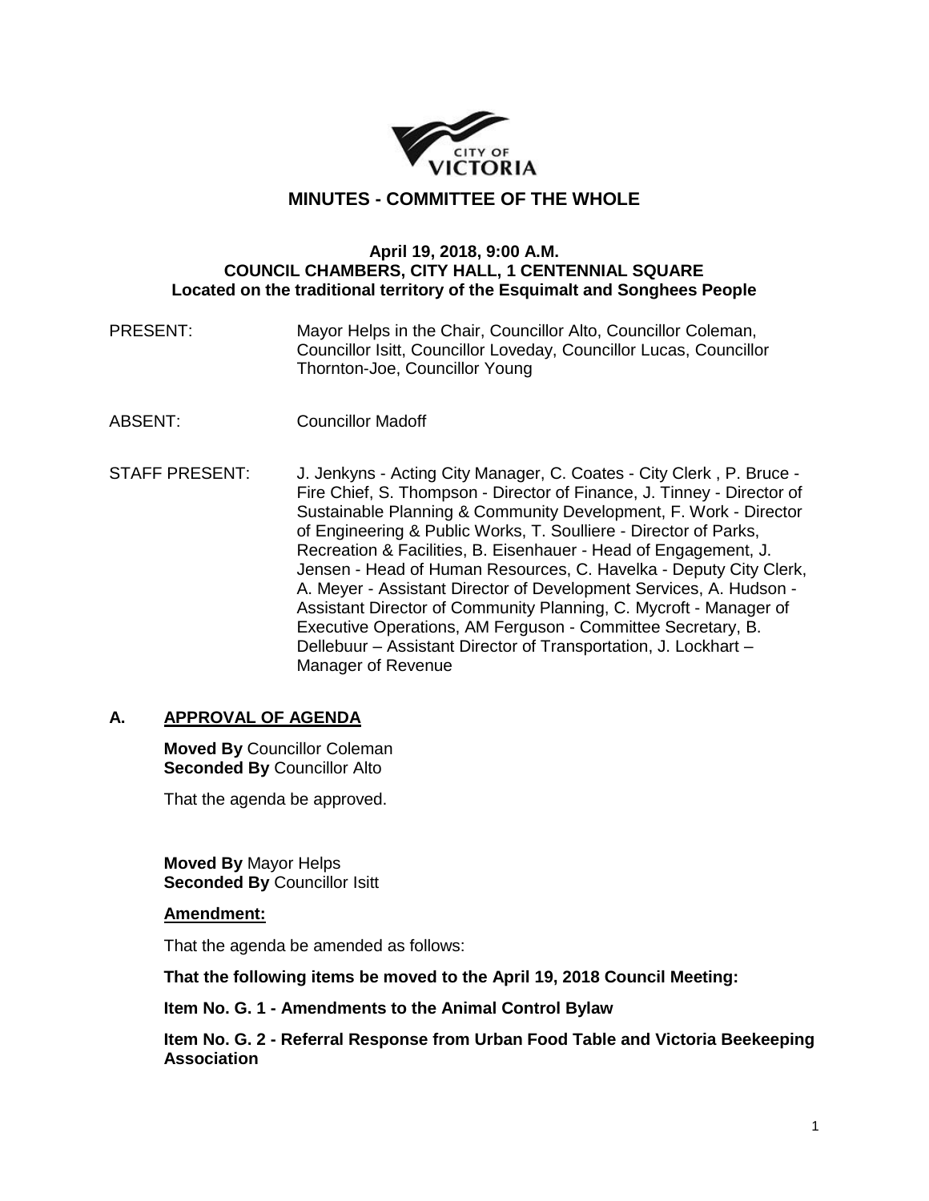# MINUTES - COMMITTEE OF THE WHOLE

**April 19, 2018, 9:00 A.M.**
**COUNCIL CHAMBERS, CITY HALL, 1 CENTENNIAL SQUARE**
**Located on the traditional territory of the Esquimalt and Songhees People**

PRESENT: Mayor Helps in the Chair, Councillor Alto, Councillor Coleman, Councillor Isitt, Councillor Loveday, Councillor Lucas, Councillor Thornton-Joe, Councillor Young

ABSENT: Councillor Madoff

STAFF PRESENT: J. Jenkyns - Acting City Manager, C. Coates - City Clerk , P. Bruce - Fire Chief, S. Thompson - Director of Finance, J. Tinney - Director of Sustainable Planning & Community Development, F. Work - Director of Engineering & Public Works, T. Soulliere - Director of Parks, Recreation & Facilities, B. Eisenhauer - Head of Engagement, J. Jensen - Head of Human Resources, C. Havelka - Deputy City Clerk, A. Meyer - Assistant Director of Development Services, A. Hudson - Assistant Director of Community Planning, C. Mycroft - Manager of Executive Operations, AM Ferguson - Committee Secretary, B. Dellebuur – Assistant Director of Transportation, J. Lockhart – Manager of Revenue

## A. APPROVAL OF AGENDA

**Moved By** Councillor Coleman
**Seconded By** Councillor Alto

That the agenda be approved.

**Moved By** Mayor Helps
**Seconded By** Councillor Isitt

**Amendment:**

That the agenda be amended as follows:

**That the following items be moved to the April 19, 2018 Council Meeting:**

**Item No. G. 1 - Amendments to the Animal Control Bylaw**

**Item No. G. 2 - Referral Response from Urban Food Table and Victoria Beekeeping Association**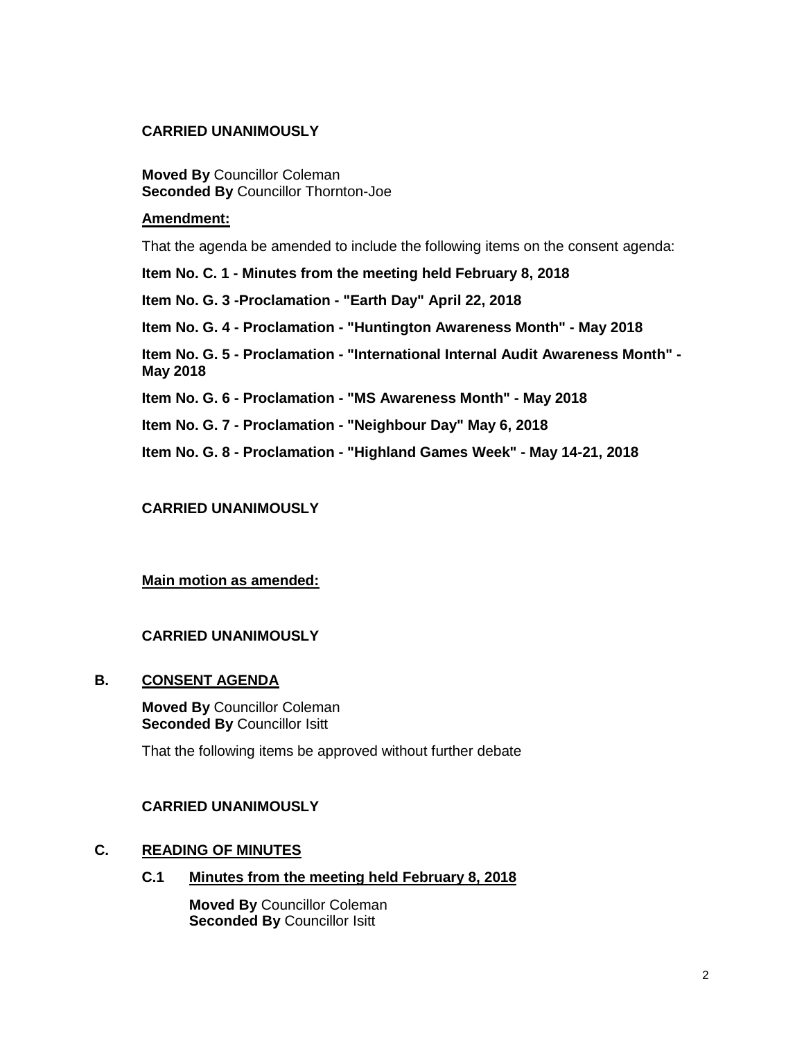**CARRIED UNANIMOUSLY**

**Moved By** Councillor Coleman
**Seconded By** Councillor Thornton-Joe

**Amendment:**

That the agenda be amended to include the following items on the consent agenda:

**Item No. C. 1 - Minutes from the meeting held February 8, 2018**

**Item No. G. 3 -Proclamation - "Earth Day" April 22, 2018**

**Item No. G. 4 - Proclamation - "Huntington Awareness Month" - May 2018**

**Item No. G. 5 - Proclamation - "International Internal Audit Awareness Month" - May 2018**

**Item No. G. 6 - Proclamation - "MS Awareness Month" - May 2018**

**Item No. G. 7 - Proclamation - "Neighbour Day" May 6, 2018**

**Item No. G. 8 - Proclamation - "Highland Games Week" - May 14-21, 2018**

**CARRIED UNANIMOUSLY**

**Main motion as amended:**

**CARRIED UNANIMOUSLY**

## B. CONSENT AGENDA

**Moved By** Councillor Coleman
**Seconded By** Councillor Isitt

That the following items be approved without further debate

**CARRIED UNANIMOUSLY**

## C. READING OF MINUTES

### C.1 Minutes from the meeting held February 8, 2018

**Moved By** Councillor Coleman
**Seconded By** Councillor Isitt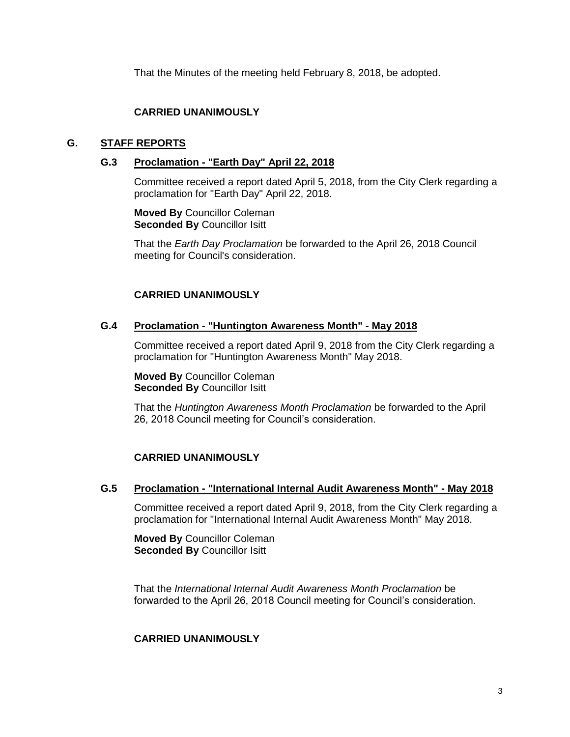That the Minutes of the meeting held February 8, 2018, be adopted.

**CARRIED UNANIMOUSLY**

## G. STAFF REPORTS

### G.3 Proclamation - "Earth Day" April 22, 2018

Committee received a report dated April 5, 2018, from the City Clerk regarding a proclamation for "Earth Day" April 22, 2018.

**Moved By** Councillor Coleman
**Seconded By** Councillor Isitt

That the *Earth Day Proclamation* be forwarded to the April 26, 2018 Council meeting for Council's consideration.

**CARRIED UNANIMOUSLY**

### G.4 Proclamation - "Huntington Awareness Month" - May 2018

Committee received a report dated April 9, 2018 from the City Clerk regarding a proclamation for "Huntington Awareness Month" May 2018.

**Moved By** Councillor Coleman
**Seconded By** Councillor Isitt

That the *Huntington Awareness Month Proclamation* be forwarded to the April 26, 2018 Council meeting for Council's consideration.

**CARRIED UNANIMOUSLY**

### G.5 Proclamation - "International Internal Audit Awareness Month" - May 2018

Committee received a report dated April 9, 2018, from the City Clerk regarding a proclamation for "International Internal Audit Awareness Month" May 2018.

**Moved By** Councillor Coleman
**Seconded By** Councillor Isitt

That the *International Internal Audit Awareness Month Proclamation* be forwarded to the April 26, 2018 Council meeting for Council's consideration.

**CARRIED UNANIMOUSLY**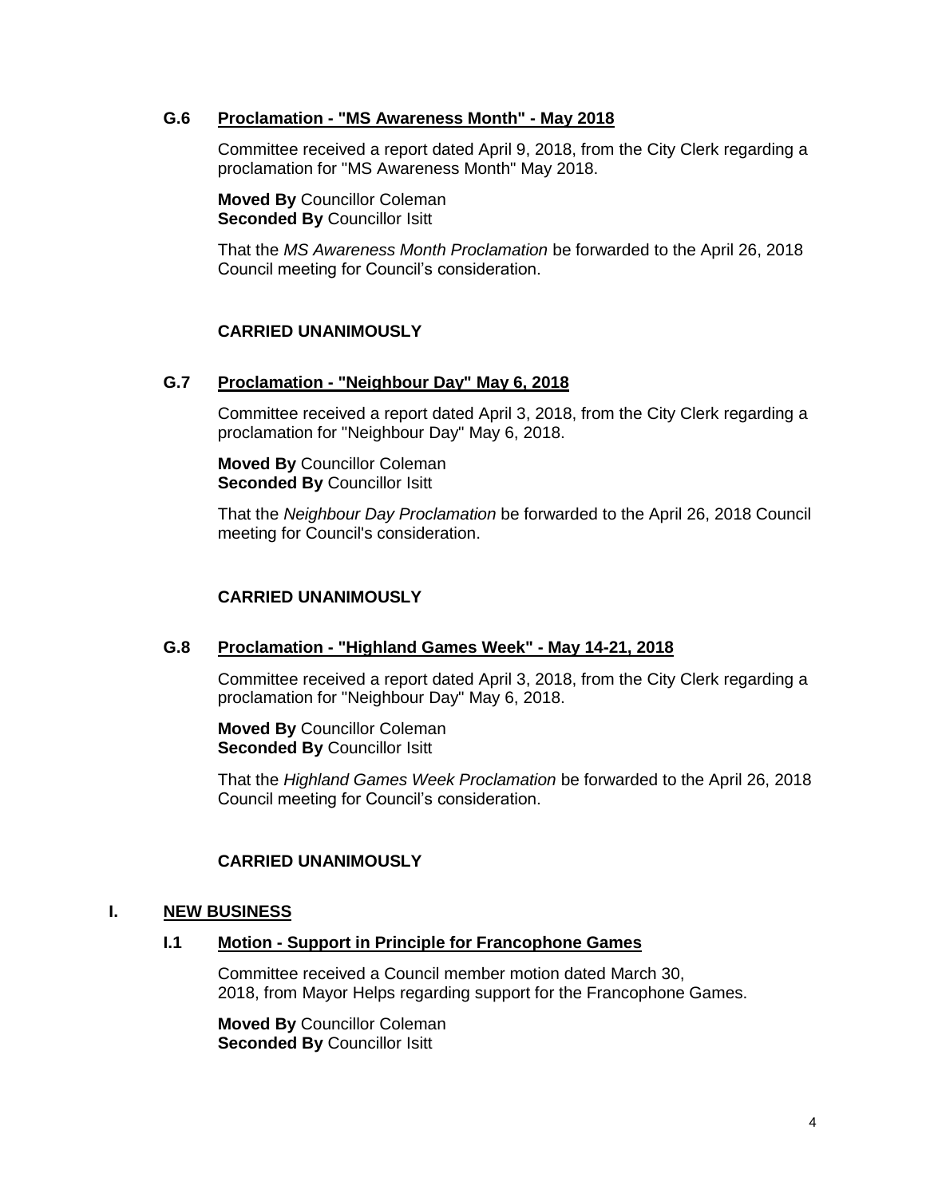### G.6 Proclamation - "MS Awareness Month" - May 2018

Committee received a report dated April 9, 2018, from the City Clerk regarding a proclamation for "MS Awareness Month" May 2018.

**Moved By** Councillor Coleman
**Seconded By** Councillor Isitt

That the *MS Awareness Month Proclamation* be forwarded to the April 26, 2018 Council meeting for Council's consideration.

**CARRIED UNANIMOUSLY**

### G.7 Proclamation - "Neighbour Day" May 6, 2018

Committee received a report dated April 3, 2018, from the City Clerk regarding a proclamation for "Neighbour Day" May 6, 2018.

**Moved By** Councillor Coleman
**Seconded By** Councillor Isitt

That the *Neighbour Day Proclamation* be forwarded to the April 26, 2018 Council meeting for Council's consideration.

**CARRIED UNANIMOUSLY**

### G.8 Proclamation - "Highland Games Week" - May 14-21, 2018

Committee received a report dated April 3, 2018, from the City Clerk regarding a proclamation for "Neighbour Day" May 6, 2018.

**Moved By** Councillor Coleman
**Seconded By** Councillor Isitt

That the *Highland Games Week Proclamation* be forwarded to the April 26, 2018 Council meeting for Council's consideration.

**CARRIED UNANIMOUSLY**

## I. NEW BUSINESS

### I.1 Motion - Support in Principle for Francophone Games

Committee received a Council member motion dated March 30, 2018, from Mayor Helps regarding support for the Francophone Games.

**Moved By** Councillor Coleman
**Seconded By** Councillor Isitt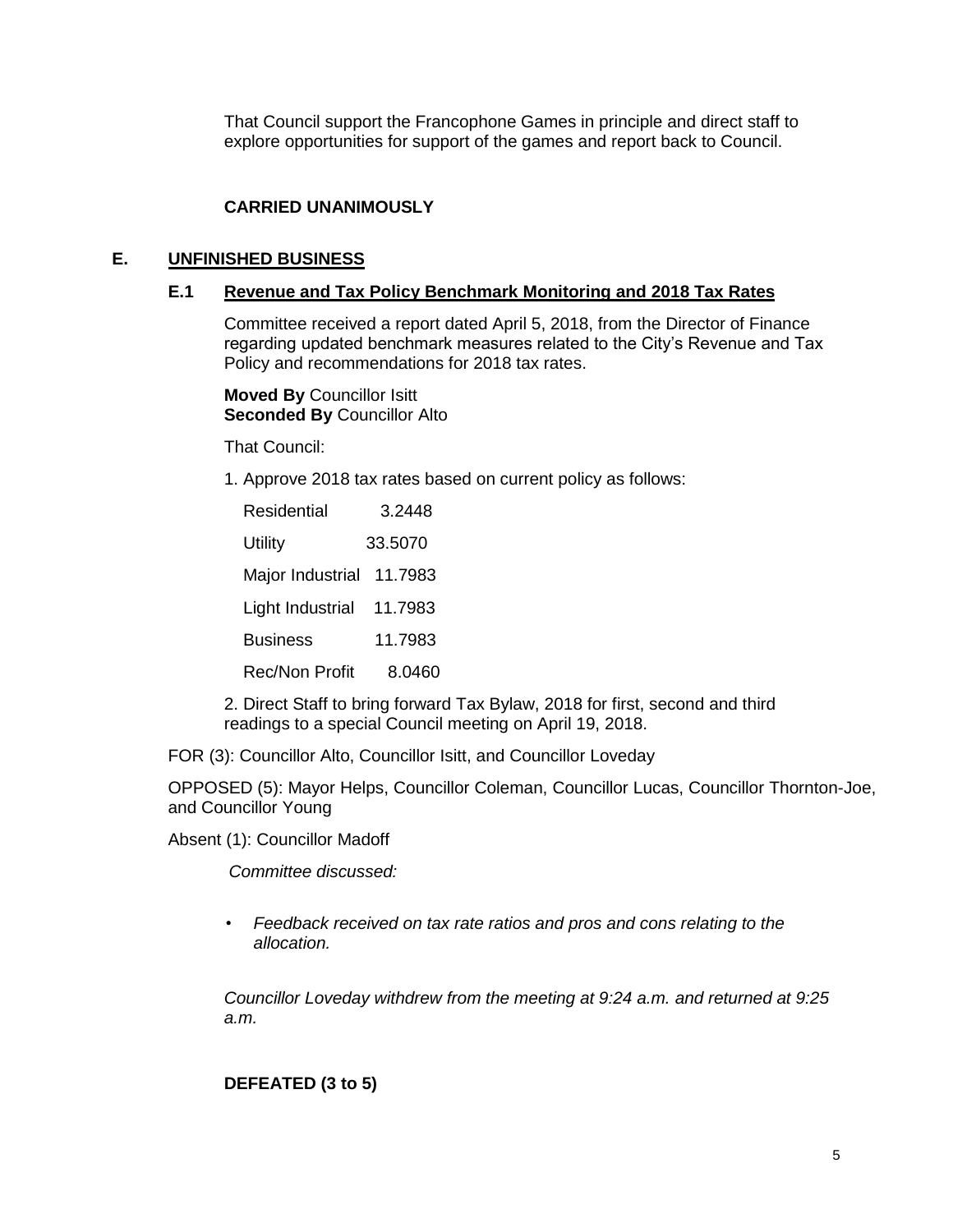That Council support the Francophone Games in principle and direct staff to explore opportunities for support of the games and report back to Council.

**CARRIED UNANIMOUSLY**

## E. UNFINISHED BUSINESS

### E.1 Revenue and Tax Policy Benchmark Monitoring and 2018 Tax Rates

Committee received a report dated April 5, 2018, from the Director of Finance regarding updated benchmark measures related to the City's Revenue and Tax Policy and recommendations for 2018 tax rates.

**Moved By** Councillor Isitt
**Seconded By** Councillor Alto

That Council:

1. Approve 2018 tax rates based on current policy as follows:

| | |
|---|---|
| Residential | 3.2448 |
| Utility | 33.5070 |
| Major Industrial | 11.7983 |
| Light Industrial | 11.7983 |
| Business | 11.7983 |
| Rec/Non Profit | 8.0460 |

2. Direct Staff to bring forward Tax Bylaw, 2018 for first, second and third readings to a special Council meeting on April 19, 2018.

FOR (3): Councillor Alto, Councillor Isitt, and Councillor Loveday

OPPOSED (5): Mayor Helps, Councillor Coleman, Councillor Lucas, Councillor Thornton-Joe, and Councillor Young

Absent (1): Councillor Madoff

*Committee discussed:*

- *Feedback received on tax rate ratios and pros and cons relating to the allocation.*

*Councillor Loveday withdrew from the meeting at 9:24 a.m. and returned at 9:25 a.m.*

**DEFEATED (3 to 5)**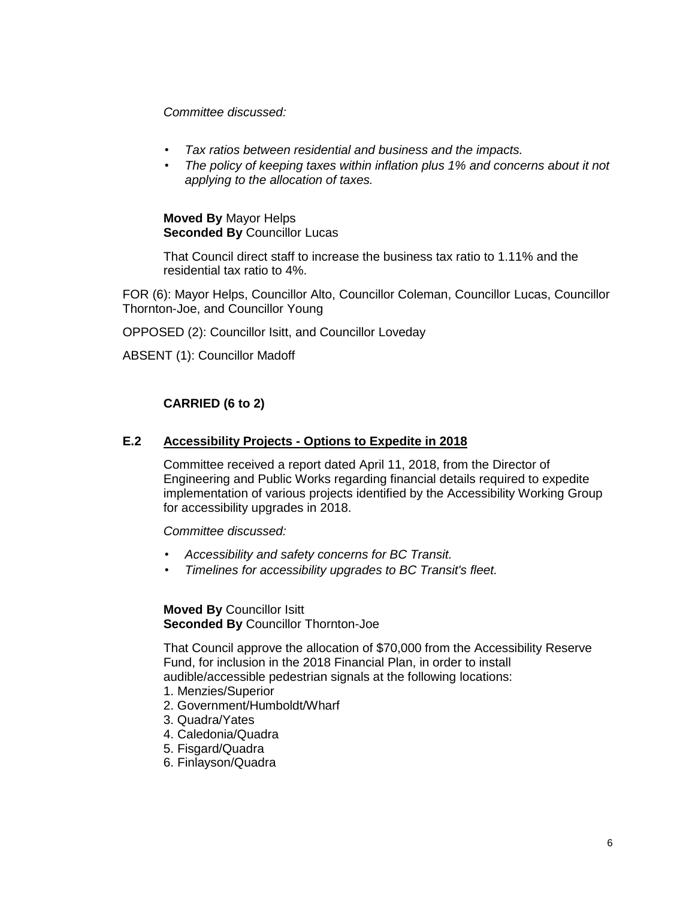*Committee discussed:*

- *Tax ratios between residential and business and the impacts.*
- *The policy of keeping taxes within inflation plus 1% and concerns about it not applying to the allocation of taxes.*

**Moved By** Mayor Helps
**Seconded By** Councillor Lucas

That Council direct staff to increase the business tax ratio to 1.11% and the residential tax ratio to 4%.

FOR (6): Mayor Helps, Councillor Alto, Councillor Coleman, Councillor Lucas, Councillor Thornton-Joe, and Councillor Young

OPPOSED (2): Councillor Isitt, and Councillor Loveday

ABSENT (1): Councillor Madoff

**CARRIED (6 to 2)**

### E.2 Accessibility Projects - Options to Expedite in 2018

Committee received a report dated April 11, 2018, from the Director of Engineering and Public Works regarding financial details required to expedite implementation of various projects identified by the Accessibility Working Group for accessibility upgrades in 2018.

*Committee discussed:*

- *Accessibility and safety concerns for BC Transit.*
- *Timelines for accessibility upgrades to BC Transit's fleet.*

**Moved By** Councillor Isitt
**Seconded By** Councillor Thornton-Joe

That Council approve the allocation of $70,000 from the Accessibility Reserve Fund, for inclusion in the 2018 Financial Plan, in order to install audible/accessible pedestrian signals at the following locations:

1. Menzies/Superior
2. Government/Humboldt/Wharf
3. Quadra/Yates
4. Caledonia/Quadra
5. Fisgard/Quadra
6. Finlayson/Quadra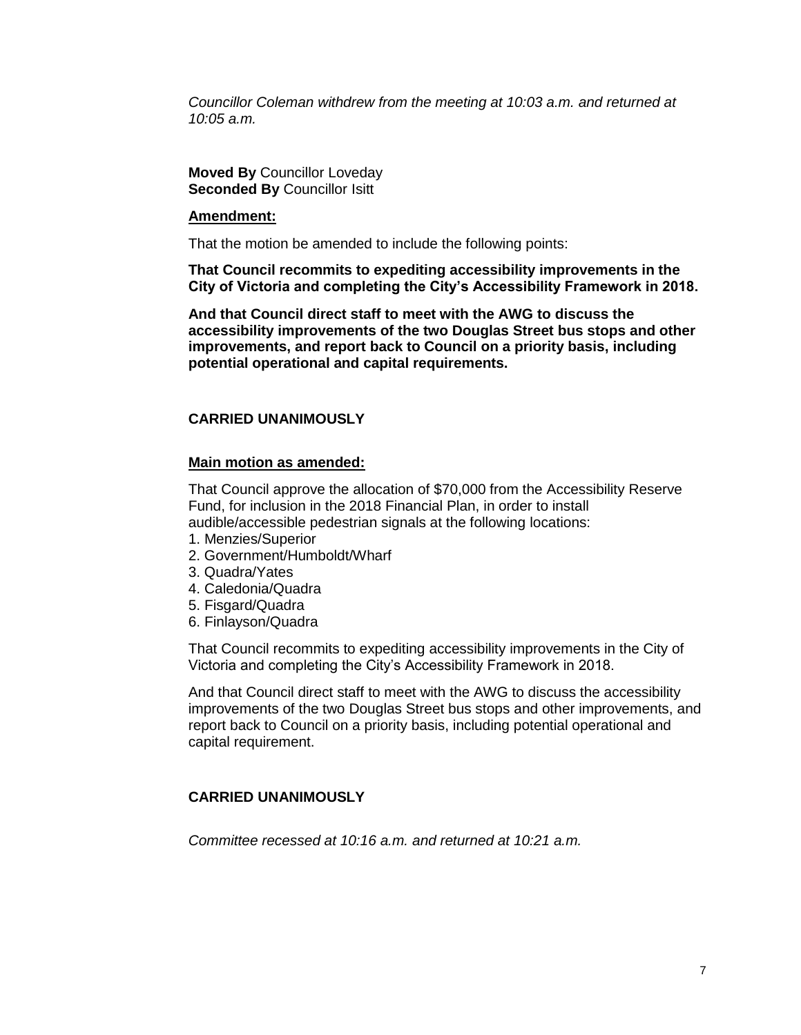*Councillor Coleman withdrew from the meeting at 10:03 a.m. and returned at 10:05 a.m.*

**Moved By** Councillor Loveday
**Seconded By** Councillor Isitt

**Amendment:**

That the motion be amended to include the following points:

**That Council recommits to expediting accessibility improvements in the City of Victoria and completing the City's Accessibility Framework in 2018.**

**And that Council direct staff to meet with the AWG to discuss the accessibility improvements of the two Douglas Street bus stops and other improvements, and report back to Council on a priority basis, including potential operational and capital requirements.**

**CARRIED UNANIMOUSLY**

**Main motion as amended:**

That Council approve the allocation of $70,000 from the Accessibility Reserve Fund, for inclusion in the 2018 Financial Plan, in order to install audible/accessible pedestrian signals at the following locations:

1. Menzies/Superior
2. Government/Humboldt/Wharf
3. Quadra/Yates
4. Caledonia/Quadra
5. Fisgard/Quadra
6. Finlayson/Quadra

That Council recommits to expediting accessibility improvements in the City of Victoria and completing the City's Accessibility Framework in 2018.

And that Council direct staff to meet with the AWG to discuss the accessibility improvements of the two Douglas Street bus stops and other improvements, and report back to Council on a priority basis, including potential operational and capital requirement.

**CARRIED UNANIMOUSLY**

*Committee recessed at 10:16 a.m. and returned at 10:21 a.m.*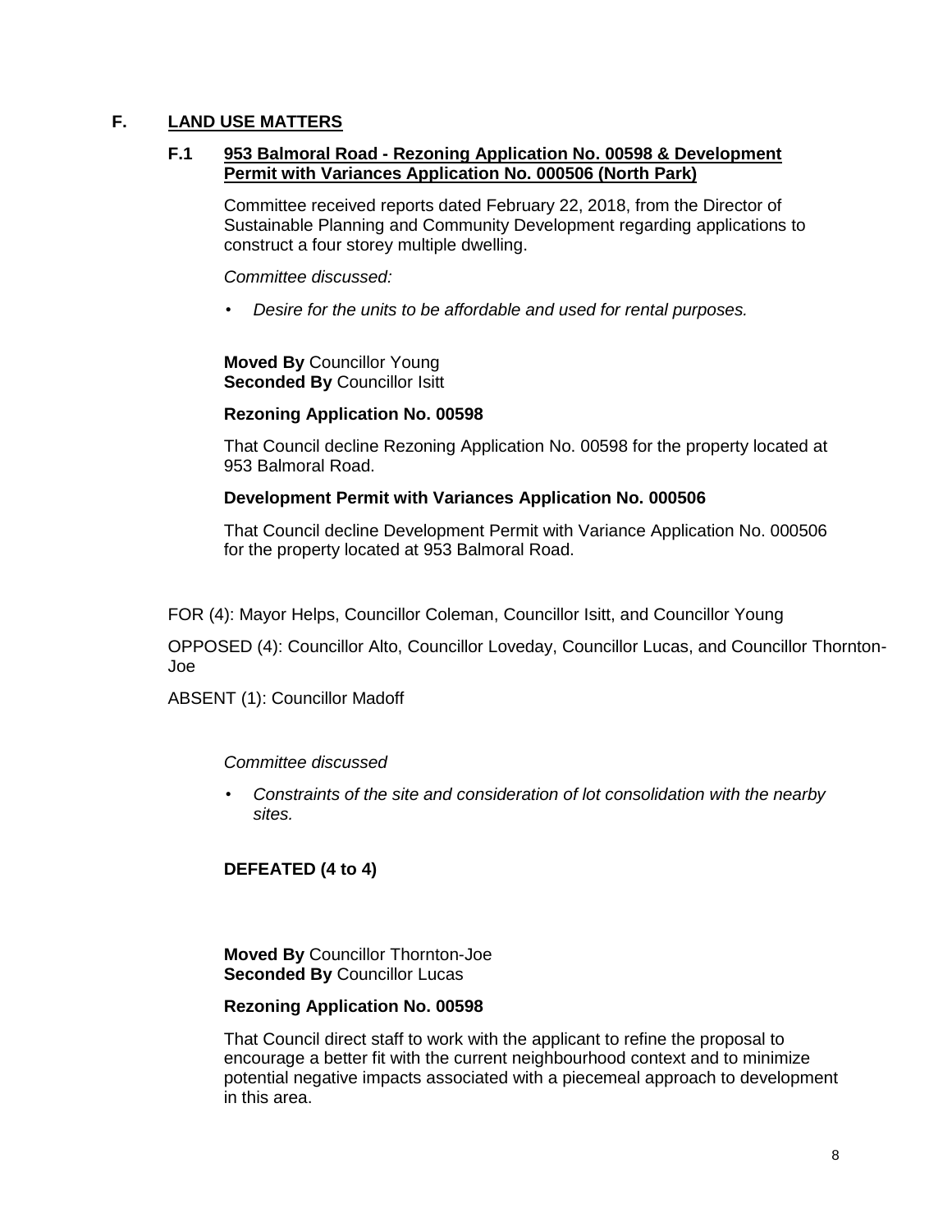## F. LAND USE MATTERS

### F.1 953 Balmoral Road - Rezoning Application No. 00598 & Development Permit with Variances Application No. 000506 (North Park)

Committee received reports dated February 22, 2018, from the Director of Sustainable Planning and Community Development regarding applications to construct a four storey multiple dwelling.

*Committee discussed:*

- *Desire for the units to be affordable and used for rental purposes.*

**Moved By** Councillor Young
**Seconded By** Councillor Isitt

**Rezoning Application No. 00598**

That Council decline Rezoning Application No. 00598 for the property located at 953 Balmoral Road.

**Development Permit with Variances Application No. 000506**

That Council decline Development Permit with Variance Application No. 000506 for the property located at 953 Balmoral Road.

FOR (4): Mayor Helps, Councillor Coleman, Councillor Isitt, and Councillor Young

OPPOSED (4): Councillor Alto, Councillor Loveday, Councillor Lucas, and Councillor Thornton-Joe

ABSENT (1): Councillor Madoff

*Committee discussed*

- *Constraints of the site and consideration of lot consolidation with the nearby sites.*

**DEFEATED (4 to 4)**

**Moved By** Councillor Thornton-Joe
**Seconded By** Councillor Lucas

**Rezoning Application No. 00598**

That Council direct staff to work with the applicant to refine the proposal to encourage a better fit with the current neighbourhood context and to minimize potential negative impacts associated with a piecemeal approach to development in this area.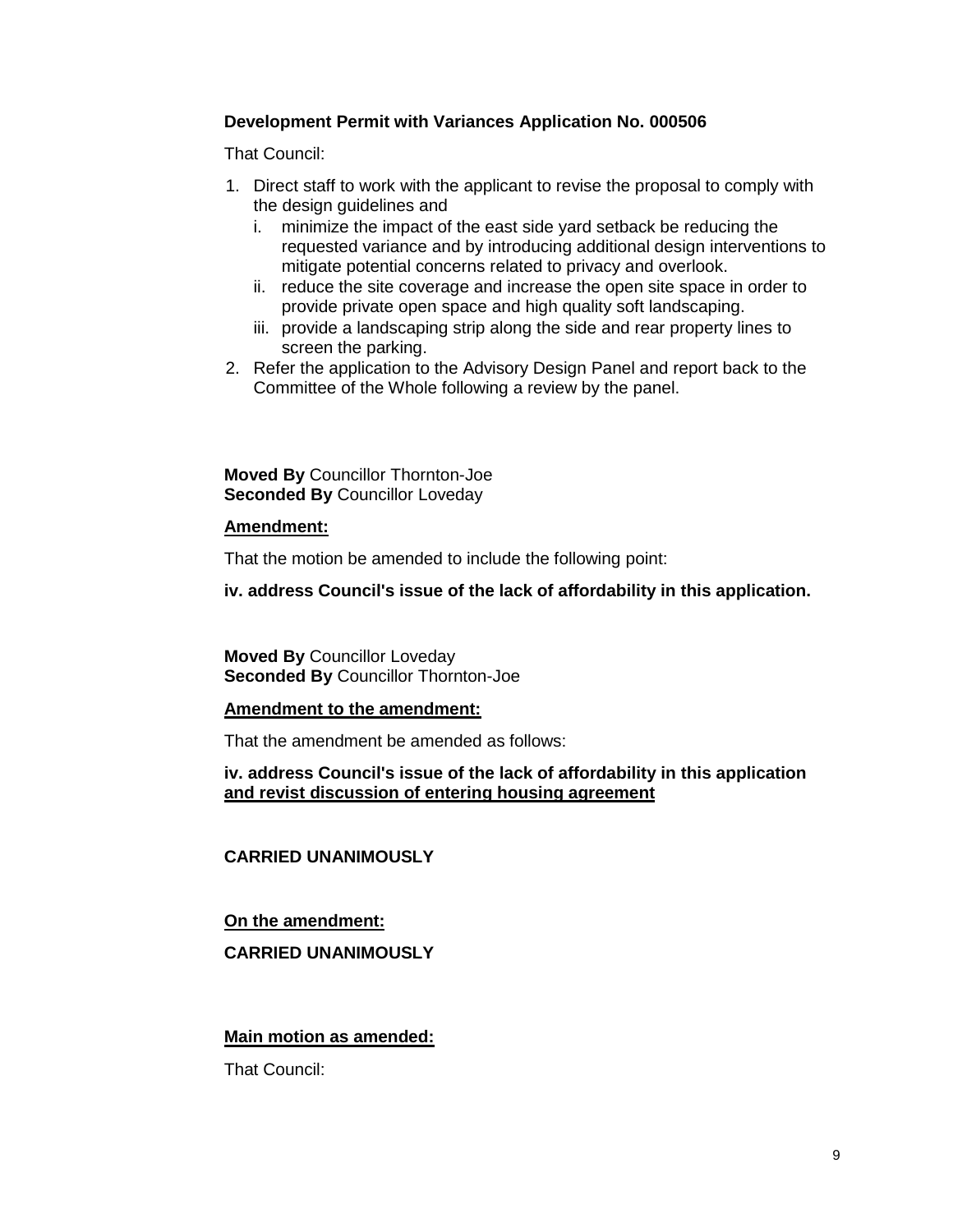**Development Permit with Variances Application No. 000506**

That Council:

1. Direct staff to work with the applicant to revise the proposal to comply with the design guidelines and
   i. minimize the impact of the east side yard setback be reducing the requested variance and by introducing additional design interventions to mitigate potential concerns related to privacy and overlook.
   ii. reduce the site coverage and increase the open site space in order to provide private open space and high quality soft landscaping.
   iii. provide a landscaping strip along the side and rear property lines to screen the parking.
2. Refer the application to the Advisory Design Panel and report back to the Committee of the Whole following a review by the panel.

**Moved By** Councillor Thornton-Joe
**Seconded By** Councillor Loveday

**Amendment:**

That the motion be amended to include the following point:

**iv. address Council's issue of the lack of affordability in this application.**

**Moved By** Councillor Loveday
**Seconded By** Councillor Thornton-Joe

**Amendment to the amendment:**

That the amendment be amended as follows:

**iv. address Council's issue of the lack of affordability in this application <u>and revist discussion of entering housing agreement</u>**

**CARRIED UNANIMOUSLY**

**On the amendment:**

**CARRIED UNANIMOUSLY**

**Main motion as amended:**

That Council: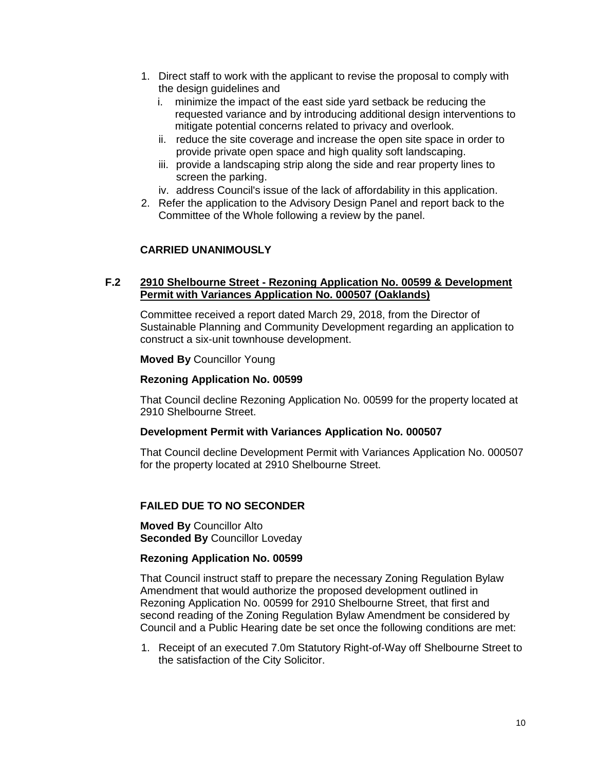1. Direct staff to work with the applicant to revise the proposal to comply with the design guidelines and
   i. minimize the impact of the east side yard setback be reducing the requested variance and by introducing additional design interventions to mitigate potential concerns related to privacy and overlook.
   ii. reduce the site coverage and increase the open site space in order to provide private open space and high quality soft landscaping.
   iii. provide a landscaping strip along the side and rear property lines to screen the parking.
   iv. address Council's issue of the lack of affordability in this application.
2. Refer the application to the Advisory Design Panel and report back to the Committee of the Whole following a review by the panel.

**CARRIED UNANIMOUSLY**

### F.2 2910 Shelbourne Street - Rezoning Application No. 00599 & Development Permit with Variances Application No. 000507 (Oaklands)

Committee received a report dated March 29, 2018, from the Director of Sustainable Planning and Community Development regarding an application to construct a six-unit townhouse development.

**Moved By** Councillor Young

**Rezoning Application No. 00599**

That Council decline Rezoning Application No. 00599 for the property located at 2910 Shelbourne Street.

**Development Permit with Variances Application No. 000507**

That Council decline Development Permit with Variances Application No. 000507 for the property located at 2910 Shelbourne Street.

**FAILED DUE TO NO SECONDER**

**Moved By** Councillor Alto
**Seconded By** Councillor Loveday

**Rezoning Application No. 00599**

That Council instruct staff to prepare the necessary Zoning Regulation Bylaw Amendment that would authorize the proposed development outlined in Rezoning Application No. 00599 for 2910 Shelbourne Street, that first and second reading of the Zoning Regulation Bylaw Amendment be considered by Council and a Public Hearing date be set once the following conditions are met:

1. Receipt of an executed 7.0m Statutory Right-of-Way off Shelbourne Street to the satisfaction of the City Solicitor.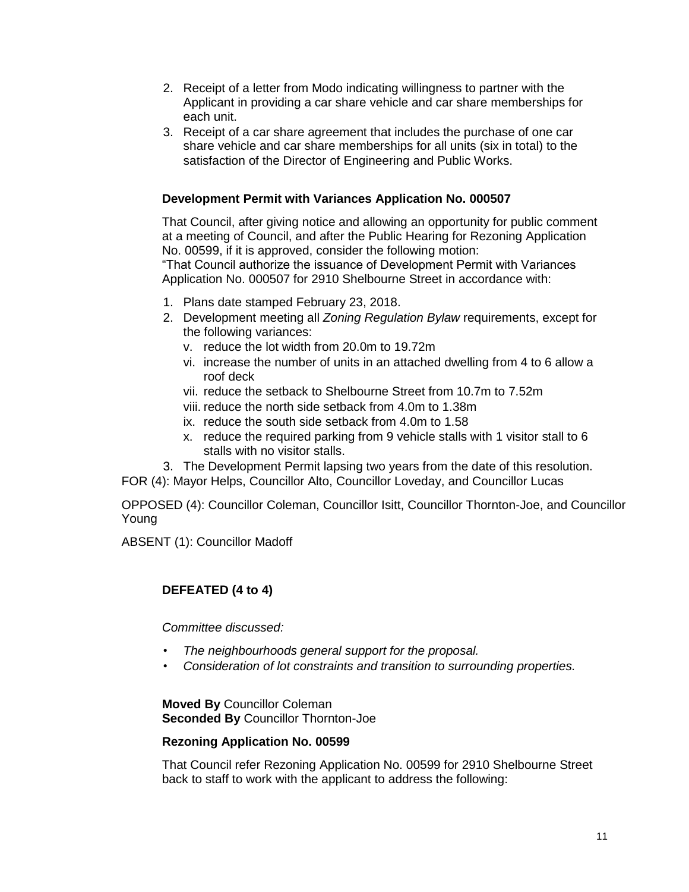2. Receipt of a letter from Modo indicating willingness to partner with the Applicant in providing a car share vehicle and car share memberships for each unit.
3. Receipt of a car share agreement that includes the purchase of one car share vehicle and car share memberships for all units (six in total) to the satisfaction of the Director of Engineering and Public Works.

**Development Permit with Variances Application No. 000507**

That Council, after giving notice and allowing an opportunity for public comment at a meeting of Council, and after the Public Hearing for Rezoning Application No. 00599, if it is approved, consider the following motion:
"That Council authorize the issuance of Development Permit with Variances Application No. 000507 for 2910 Shelbourne Street in accordance with:

1. Plans date stamped February 23, 2018.
2. Development meeting all *Zoning Regulation Bylaw* requirements, except for the following variances:
   - v. reduce the lot width from 20.0m to 19.72m
   - vi. increase the number of units in an attached dwelling from 4 to 6 allow a roof deck
   - vii. reduce the setback to Shelbourne Street from 10.7m to 7.52m
   - viii. reduce the north side setback from 4.0m to 1.38m
   - ix. reduce the south side setback from 4.0m to 1.58
   - x. reduce the required parking from 9 vehicle stalls with 1 visitor stall to 6 stalls with no visitor stalls.
3. The Development Permit lapsing two years from the date of this resolution.

FOR (4): Mayor Helps, Councillor Alto, Councillor Loveday, and Councillor Lucas

OPPOSED (4): Councillor Coleman, Councillor Isitt, Councillor Thornton-Joe, and Councillor Young

ABSENT (1): Councillor Madoff

**DEFEATED (4 to 4)**

*Committee discussed:*

- *The neighbourhoods general support for the proposal.*
- *Consideration of lot constraints and transition to surrounding properties.*

**Moved By** Councillor Coleman
**Seconded By** Councillor Thornton-Joe

**Rezoning Application No. 00599**

That Council refer Rezoning Application No. 00599 for 2910 Shelbourne Street back to staff to work with the applicant to address the following: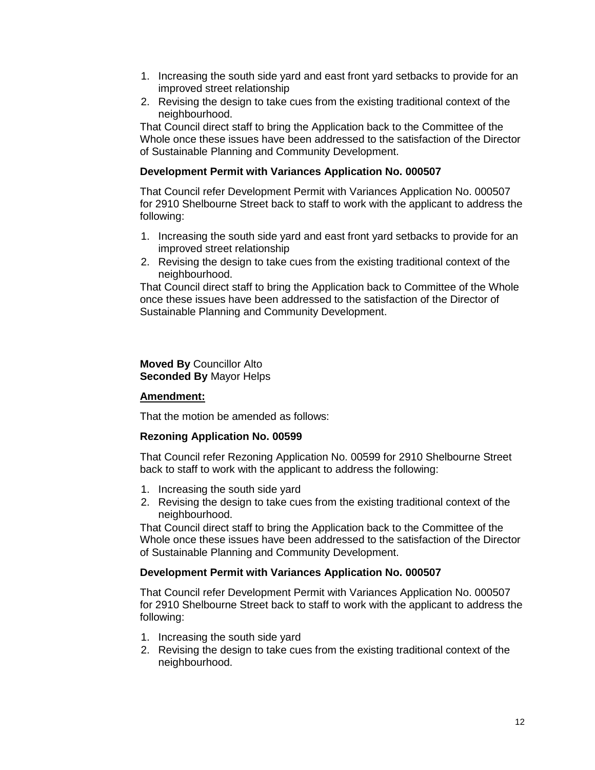1. Increasing the south side yard and east front yard setbacks to provide for an improved street relationship
2. Revising the design to take cues from the existing traditional context of the neighbourhood.

That Council direct staff to bring the Application back to the Committee of the Whole once these issues have been addressed to the satisfaction of the Director of Sustainable Planning and Community Development.

**Development Permit with Variances Application No. 000507**

That Council refer Development Permit with Variances Application No. 000507 for 2910 Shelbourne Street back to staff to work with the applicant to address the following:

1. Increasing the south side yard and east front yard setbacks to provide for an improved street relationship
2. Revising the design to take cues from the existing traditional context of the neighbourhood.

That Council direct staff to bring the Application back to Committee of the Whole once these issues have been addressed to the satisfaction of the Director of Sustainable Planning and Community Development.

**Moved By** Councillor Alto
**Seconded By** Mayor Helps

**Amendment:**

That the motion be amended as follows:

**Rezoning Application No. 00599**

That Council refer Rezoning Application No. 00599 for 2910 Shelbourne Street back to staff to work with the applicant to address the following:

1. Increasing the south side yard
2. Revising the design to take cues from the existing traditional context of the neighbourhood.

That Council direct staff to bring the Application back to the Committee of the Whole once these issues have been addressed to the satisfaction of the Director of Sustainable Planning and Community Development.

**Development Permit with Variances Application No. 000507**

That Council refer Development Permit with Variances Application No. 000507 for 2910 Shelbourne Street back to staff to work with the applicant to address the following:

1. Increasing the south side yard
2. Revising the design to take cues from the existing traditional context of the neighbourhood.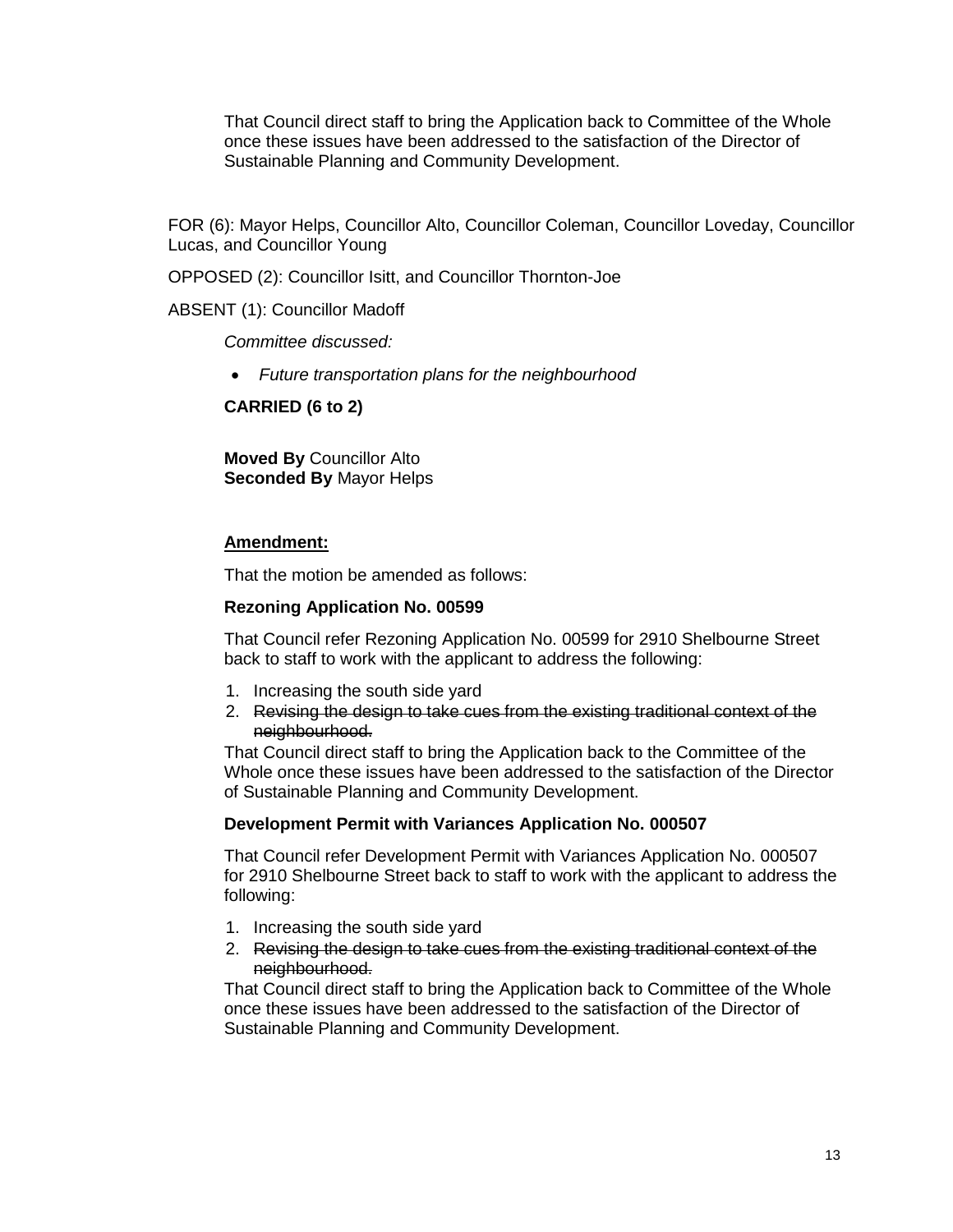That Council direct staff to bring the Application back to Committee of the Whole once these issues have been addressed to the satisfaction of the Director of Sustainable Planning and Community Development.

FOR (6): Mayor Helps, Councillor Alto, Councillor Coleman, Councillor Loveday, Councillor Lucas, and Councillor Young

OPPOSED (2): Councillor Isitt, and Councillor Thornton-Joe

ABSENT (1): Councillor Madoff

*Committee discussed:*

- *Future transportation plans for the neighbourhood*

**CARRIED (6 to 2)**

**Moved By** Councillor Alto
**Seconded By** Mayor Helps

**Amendment:**

That the motion be amended as follows:

**Rezoning Application No. 00599**

That Council refer Rezoning Application No. 00599 for 2910 Shelbourne Street back to staff to work with the applicant to address the following:

1. Increasing the south side yard
2. ~~Revising the design to take cues from the existing traditional context of the neighbourhood.~~

That Council direct staff to bring the Application back to the Committee of the Whole once these issues have been addressed to the satisfaction of the Director of Sustainable Planning and Community Development.

**Development Permit with Variances Application No. 000507**

That Council refer Development Permit with Variances Application No. 000507 for 2910 Shelbourne Street back to staff to work with the applicant to address the following:

1. Increasing the south side yard
2. ~~Revising the design to take cues from the existing traditional context of the neighbourhood.~~

That Council direct staff to bring the Application back to Committee of the Whole once these issues have been addressed to the satisfaction of the Director of Sustainable Planning and Community Development.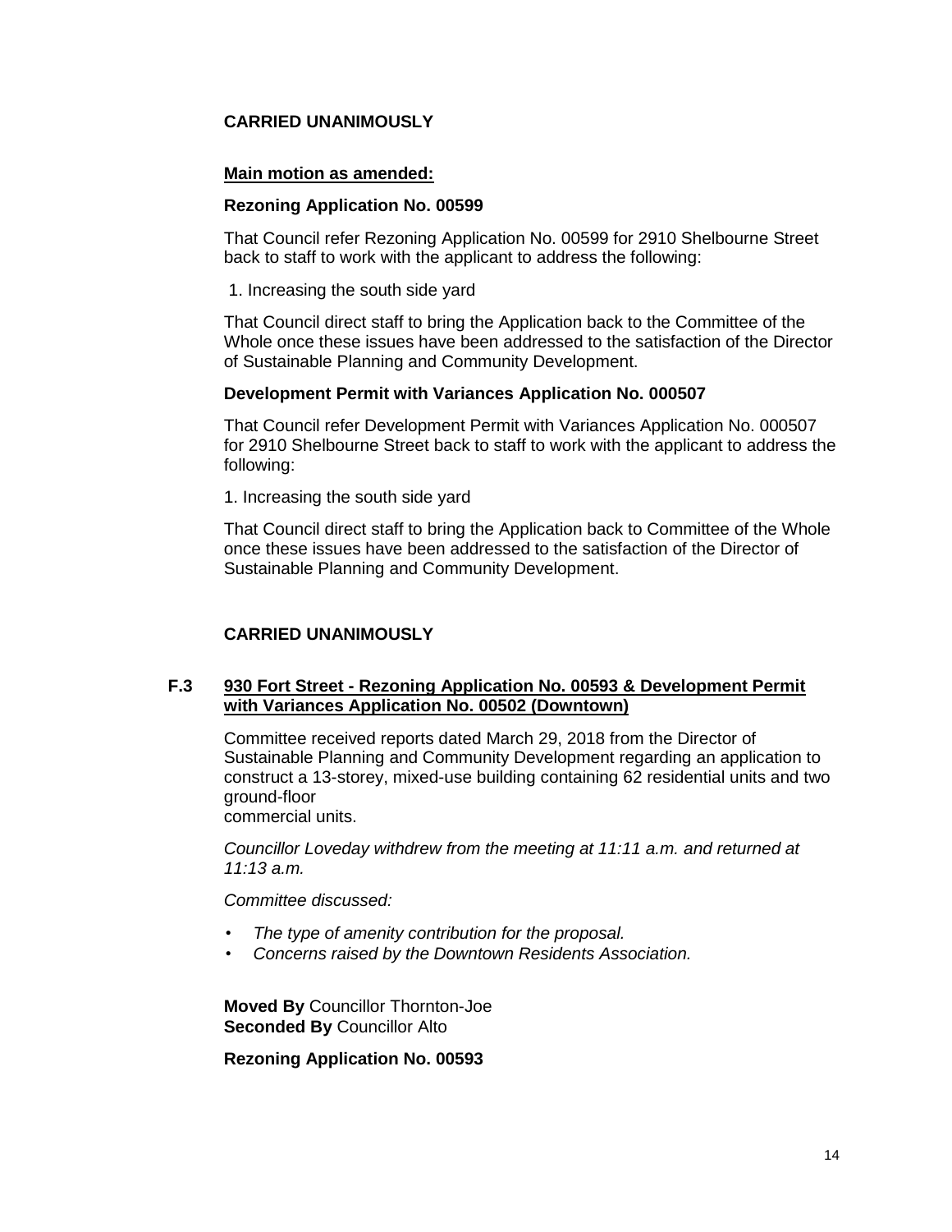**CARRIED UNANIMOUSLY**

**Main motion as amended:**

**Rezoning Application No. 00599**

That Council refer Rezoning Application No. 00599 for 2910 Shelbourne Street back to staff to work with the applicant to address the following:

1. Increasing the south side yard

That Council direct staff to bring the Application back to the Committee of the Whole once these issues have been addressed to the satisfaction of the Director of Sustainable Planning and Community Development.

**Development Permit with Variances Application No. 000507**

That Council refer Development Permit with Variances Application No. 000507 for 2910 Shelbourne Street back to staff to work with the applicant to address the following:

1. Increasing the south side yard

That Council direct staff to bring the Application back to Committee of the Whole once these issues have been addressed to the satisfaction of the Director of Sustainable Planning and Community Development.

**CARRIED UNANIMOUSLY**

**F.3 930 Fort Street - Rezoning Application No. 00593 & Development Permit with Variances Application No. 00502 (Downtown)**

Committee received reports dated March 29, 2018 from the Director of Sustainable Planning and Community Development regarding an application to construct a 13-storey, mixed-use building containing 62 residential units and two ground-floor commercial units.

*Councillor Loveday withdrew from the meeting at 11:11 a.m. and returned at 11:13 a.m.*

*Committee discussed:*

- *The type of amenity contribution for the proposal.*
- *Concerns raised by the Downtown Residents Association.*

**Moved By** Councillor Thornton-Joe
**Seconded By** Councillor Alto

**Rezoning Application No. 00593**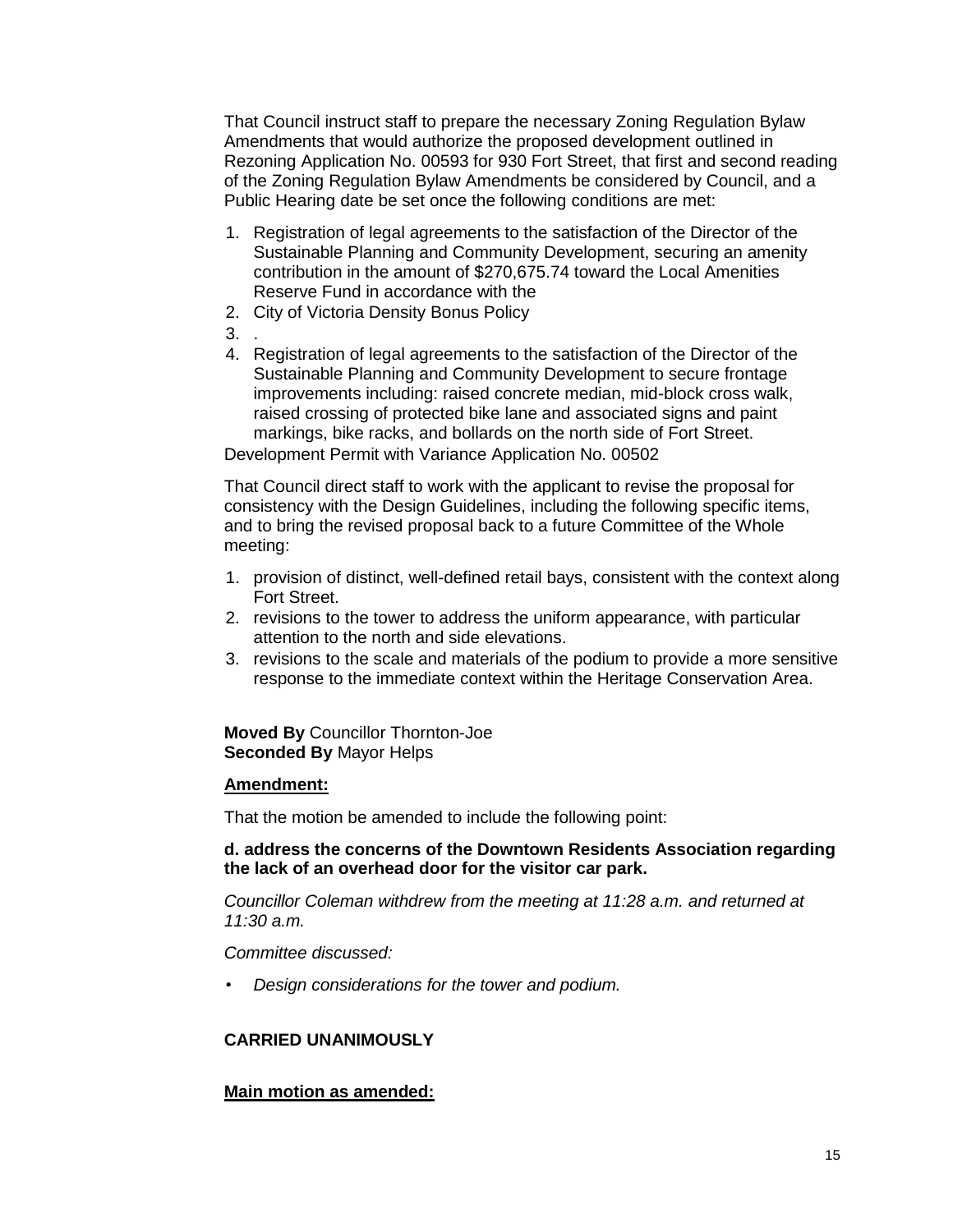That Council instruct staff to prepare the necessary Zoning Regulation Bylaw Amendments that would authorize the proposed development outlined in Rezoning Application No. 00593 for 930 Fort Street, that first and second reading of the Zoning Regulation Bylaw Amendments be considered by Council, and a Public Hearing date be set once the following conditions are met:

1. Registration of legal agreements to the satisfaction of the Director of the Sustainable Planning and Community Development, securing an amenity contribution in the amount of $270,675.74 toward the Local Amenities Reserve Fund in accordance with the
2. City of Victoria Density Bonus Policy
3. .
4. Registration of legal agreements to the satisfaction of the Director of the Sustainable Planning and Community Development to secure frontage improvements including: raised concrete median, mid-block cross walk, raised crossing of protected bike lane and associated signs and paint markings, bike racks, and bollards on the north side of Fort Street.

Development Permit with Variance Application No. 00502

That Council direct staff to work with the applicant to revise the proposal for consistency with the Design Guidelines, including the following specific items, and to bring the revised proposal back to a future Committee of the Whole meeting:

1. provision of distinct, well-defined retail bays, consistent with the context along Fort Street.
2. revisions to the tower to address the uniform appearance, with particular attention to the north and side elevations.
3. revisions to the scale and materials of the podium to provide a more sensitive response to the immediate context within the Heritage Conservation Area.

**Moved By** Councillor Thornton-Joe
**Seconded By** Mayor Helps

**Amendment:**

That the motion be amended to include the following point:

**d. address the concerns of the Downtown Residents Association regarding the lack of an overhead door for the visitor car park.**

*Councillor Coleman withdrew from the meeting at 11:28 a.m. and returned at 11:30 a.m.*

*Committee discussed:*

- *Design considerations for the tower and podium.*

**CARRIED UNANIMOUSLY**

**Main motion as amended:**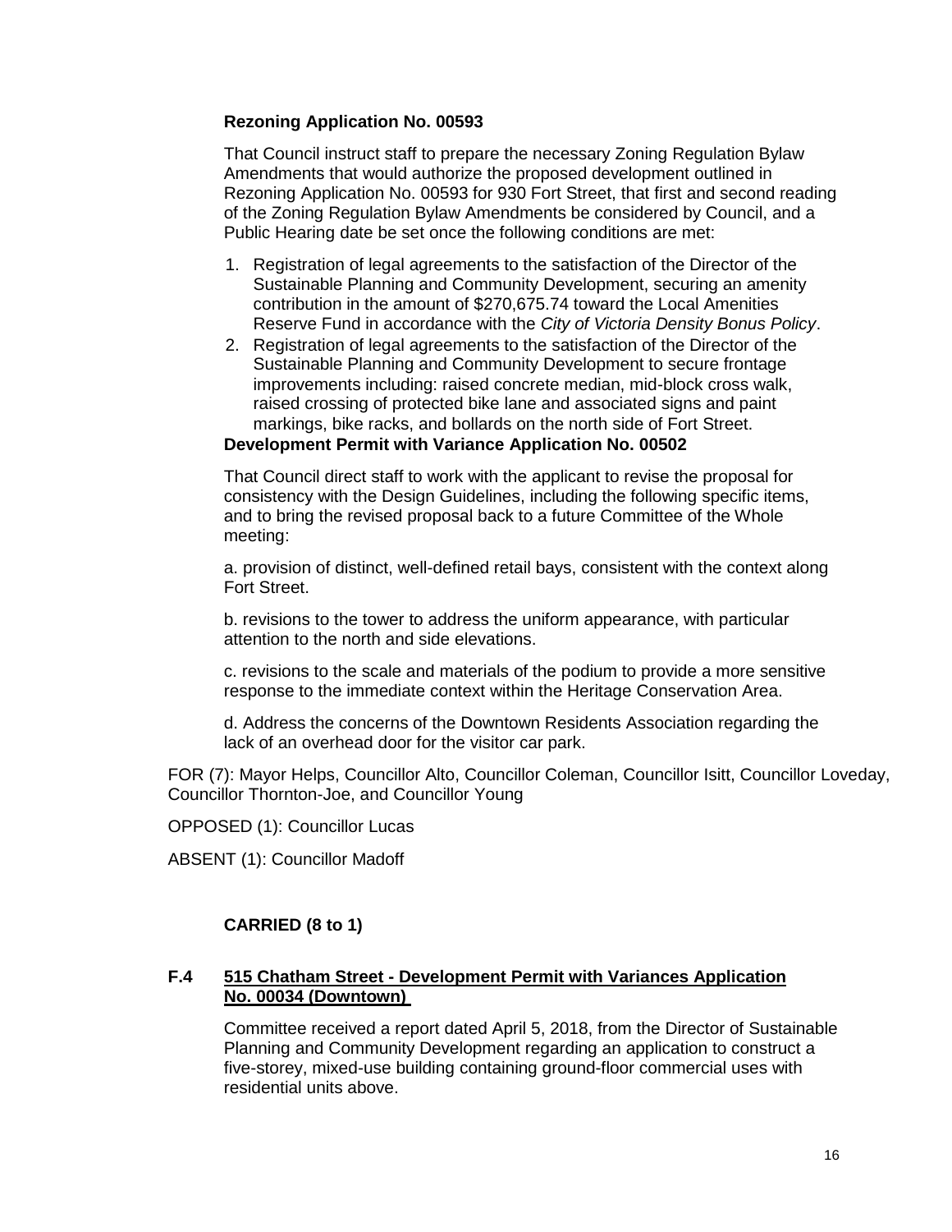**Rezoning Application No. 00593**

That Council instruct staff to prepare the necessary Zoning Regulation Bylaw Amendments that would authorize the proposed development outlined in Rezoning Application No. 00593 for 930 Fort Street, that first and second reading of the Zoning Regulation Bylaw Amendments be considered by Council, and a Public Hearing date be set once the following conditions are met:

1. Registration of legal agreements to the satisfaction of the Director of the Sustainable Planning and Community Development, securing an amenity contribution in the amount of $270,675.74 toward the Local Amenities Reserve Fund in accordance with the *City of Victoria Density Bonus Policy*.
2. Registration of legal agreements to the satisfaction of the Director of the Sustainable Planning and Community Development to secure frontage improvements including: raised concrete median, mid-block cross walk, raised crossing of protected bike lane and associated signs and paint markings, bike racks, and bollards on the north side of Fort Street.

**Development Permit with Variance Application No. 00502**

That Council direct staff to work with the applicant to revise the proposal for consistency with the Design Guidelines, including the following specific items, and to bring the revised proposal back to a future Committee of the Whole meeting:

a. provision of distinct, well-defined retail bays, consistent with the context along Fort Street.

b. revisions to the tower to address the uniform appearance, with particular attention to the north and side elevations.

c. revisions to the scale and materials of the podium to provide a more sensitive response to the immediate context within the Heritage Conservation Area.

d. Address the concerns of the Downtown Residents Association regarding the lack of an overhead door for the visitor car park.

FOR (7): Mayor Helps, Councillor Alto, Councillor Coleman, Councillor Isitt, Councillor Loveday, Councillor Thornton-Joe, and Councillor Young

OPPOSED (1): Councillor Lucas

ABSENT (1): Councillor Madoff

**CARRIED (8 to 1)**

### F.4 515 Chatham Street - Development Permit with Variances Application No. 00034 (Downtown)

Committee received a report dated April 5, 2018, from the Director of Sustainable Planning and Community Development regarding an application to construct a five-storey, mixed-use building containing ground-floor commercial uses with residential units above.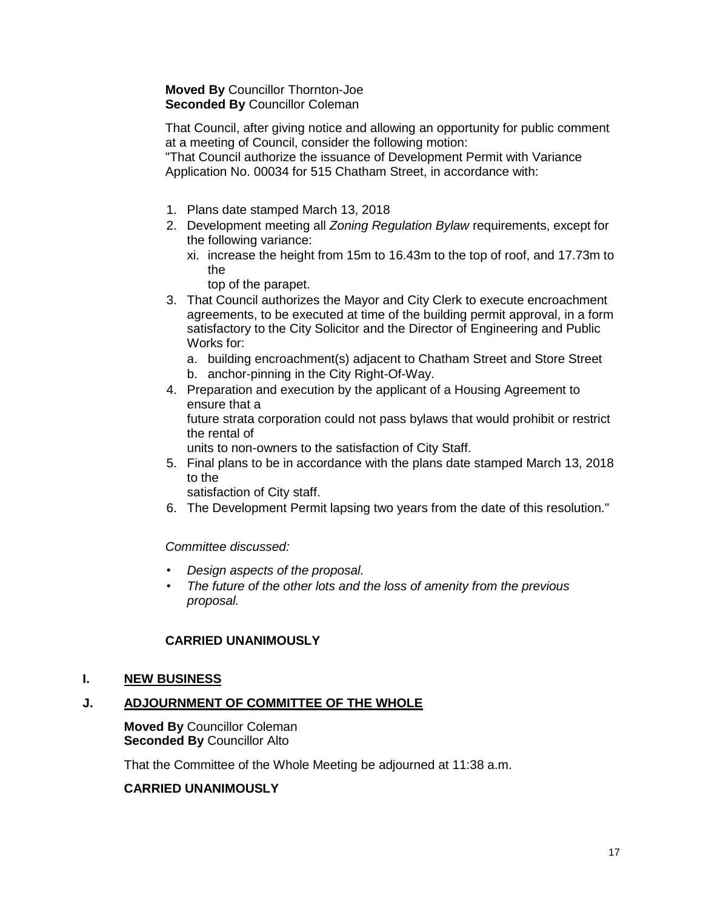**Moved By** Councillor Thornton-Joe
**Seconded By** Councillor Coleman

That Council, after giving notice and allowing an opportunity for public comment at a meeting of Council, consider the following motion:
"That Council authorize the issuance of Development Permit with Variance Application No. 00034 for 515 Chatham Street, in accordance with:

1. Plans date stamped March 13, 2018
2. Development meeting all *Zoning Regulation Bylaw* requirements, except for the following variance:
   xi. increase the height from 15m to 16.43m to the top of roof, and 17.73m to the top of the parapet.
3. That Council authorizes the Mayor and City Clerk to execute encroachment agreements, to be executed at time of the building permit approval, in a form satisfactory to the City Solicitor and the Director of Engineering and Public Works for:
   a. building encroachment(s) adjacent to Chatham Street and Store Street
   b. anchor-pinning in the City Right-Of-Way.
4. Preparation and execution by the applicant of a Housing Agreement to ensure that a future strata corporation could not pass bylaws that would prohibit or restrict the rental of units to non-owners to the satisfaction of City Staff.
5. Final plans to be in accordance with the plans date stamped March 13, 2018 to the satisfaction of City staff.
6. The Development Permit lapsing two years from the date of this resolution."

*Committee discussed:*

- *Design aspects of the proposal.*
- *The future of the other lots and the loss of amenity from the previous proposal.*

**CARRIED UNANIMOUSLY**

## I. NEW BUSINESS

## J. ADJOURNMENT OF COMMITTEE OF THE WHOLE

**Moved By** Councillor Coleman
**Seconded By** Councillor Alto

That the Committee of the Whole Meeting be adjourned at 11:38 a.m.

**CARRIED UNANIMOUSLY**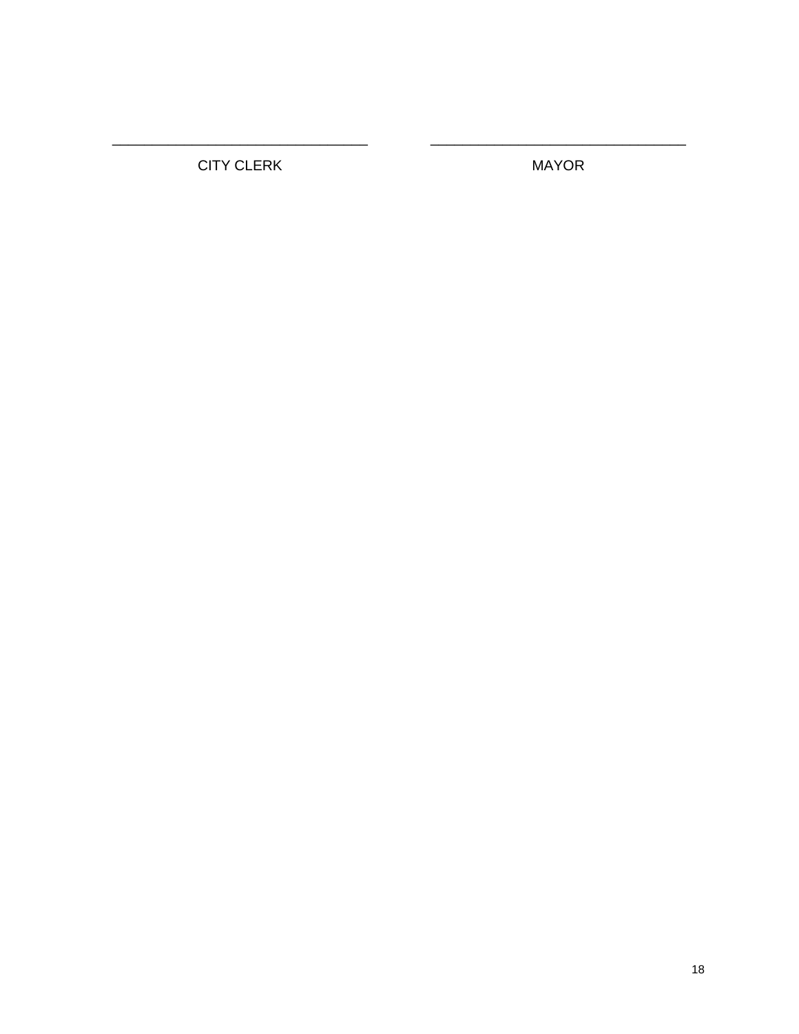________________________________ ________________________________

CITY CLERK MAYOR